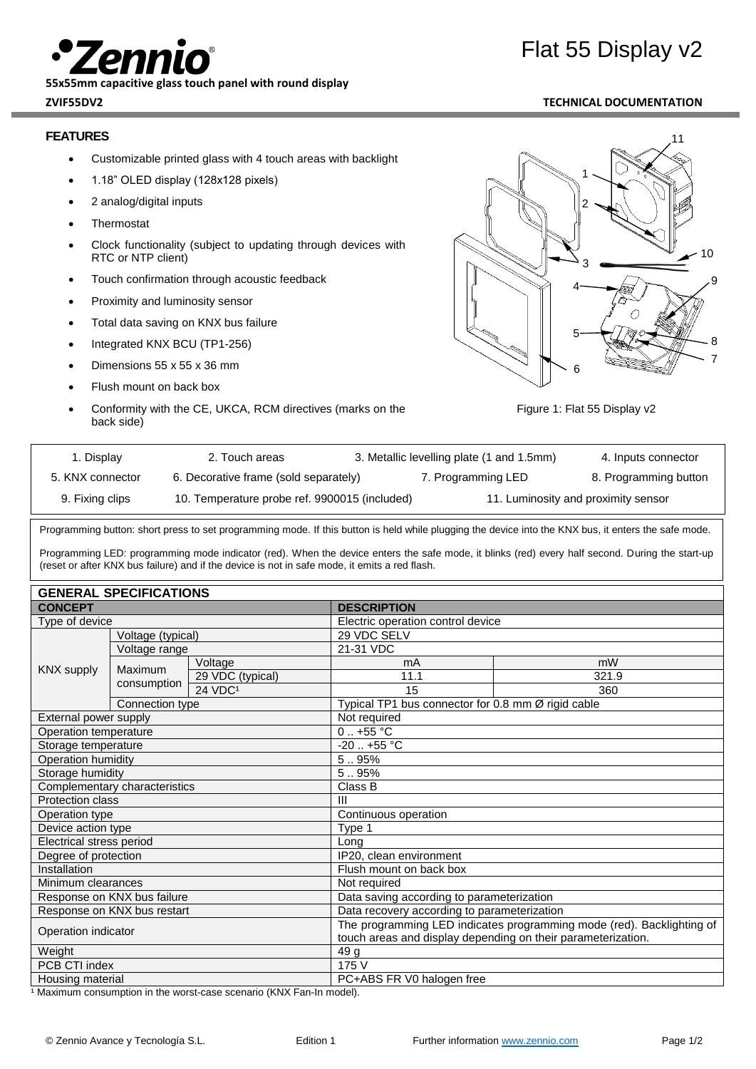# Zennio

**55x55mm capacitive glass touch panel with round display**

**ZVIF55DV2**

# Flat 55 Display v2

**TECHNICAL DOCUMENTATION**

## FEATURES

- Customizable printed glass with 4 touch areas with backlight
- 1.18" OLED display (128x128 pixels)
- 2 analog/digital inputs
- Thermostat
- Clock functionality (subject to updating through devices with RTC or NTP client)
- Touch confirmation through acoustic feedback
- Proximity and luminosity sensor
- Total data saving on KNX bus failure
- Integrated KNX BCU (TP1-256)
- Dimensions 55 x 55 x 36 mm
- Flush mount on back box
- Conformity with the CE, UKCA, RCM directives (marks on the back side)

Figure 1: Flat 55 Display v2

| | | | |
|---|---|---|---|
| 1. Display | 2. Touch areas | 3. Metallic levelling plate (1 and 1.5mm) | 4. Inputs connector |
| 5. KNX connector | 6. Decorative frame (sold separately) | 7. Programming LED | 8. Programming button |
| 9. Fixing clips | 10. Temperature probe ref. 9900015 (included) | 11. Luminosity and proximity sensor | |

Programming button: short press to set programming mode. If this button is held while plugging the device into the KNX bus, it enters the safe mode.

Programming LED: programming mode indicator (red). When the device enters the safe mode, it blinks (red) every half second. During the start-up (reset or after KNX bus failure) and if the device is not in safe mode, it emits a red flash.

## GENERAL SPECIFICATIONS

| CONCEPT | | | DESCRIPTION | |
|---|---|---|---|---|
| Type of device | | | Electric operation control device | |
| KNX supply | Voltage (typical) | | 29 VDC SELV | |
| | Voltage range | | 21-31 VDC | |
| | Maximum consumption | Voltage | mA | mW |
| | | 29 VDC (typical) | 11.1 | 321.9 |
| | | 24 VDC[1] | 15 | 360 |
| | Connection type | | Typical TP1 bus connector for 0.8 mm Ø rigid cable | |
| External power supply | | | Not required | |
| Operation temperature | | | 0 .. +55 °C | |
| Storage temperature | | | -20 .. +55 °C | |
| Operation humidity | | | 5 .. 95% | |
| Storage humidity | | | 5 .. 95% | |
| Complementary characteristics | | | Class B | |
| Protection class | | | III | |
| Operation type | | | Continuous operation | |
| Device action type | | | Type 1 | |
| Electrical stress period | | | Long | |
| Degree of protection | | | IP20, clean environment | |
| Installation | | | Flush mount on back box | |
| Minimum clearances | | | Not required | |
| Response on KNX bus failure | | | Data saving according to parameterization | |
| Response on KNX bus restart | | | Data recovery according to parameterization | |
| Operation indicator | | | The programming LED indicates programming mode (red). Backlighting of touch areas and display depending on their parameterization. | |
| Weight | | | 49 g | |
| PCB CTI index | | | 175 V | |
| Housing material | | | PC+ABS FR V0 halogen free | |

[1] Maximum consumption in the worst-case scenario (KNX Fan-In model).

© Zennio Avance y Tecnología S.L. Edition 1 Further information www.zennio.com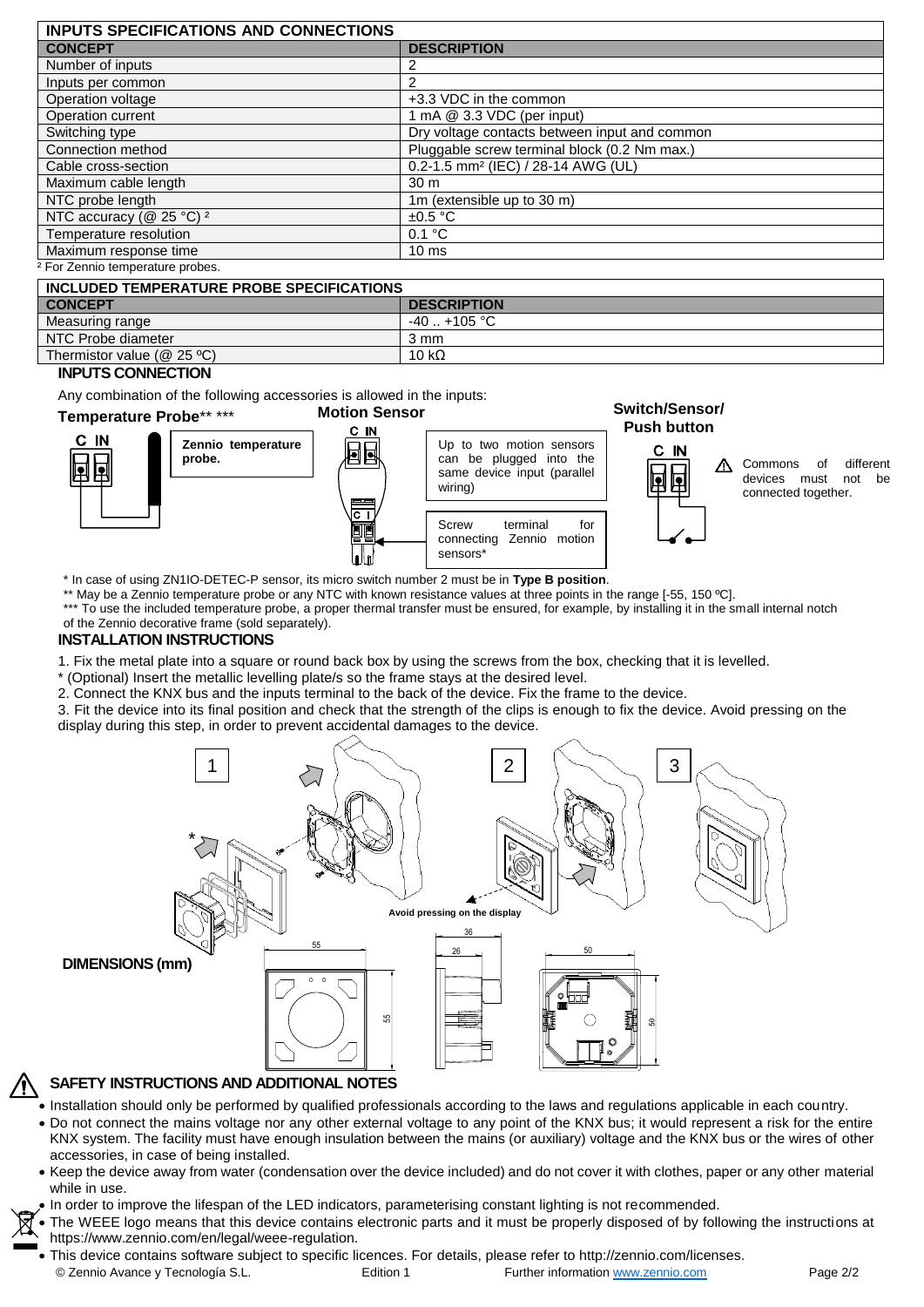| INPUTS SPECIFICATIONS AND CONNECTIONS | |
|---|---|
| **CONCEPT** | **DESCRIPTION** |
| Number of inputs | 2 |
| Inputs per common | 2 |
| Operation voltage | +3.3 VDC in the common |
| Operation current | 1 mA @ 3.3 VDC (per input) |
| Switching type | Dry voltage contacts between input and common |
| Connection method | Pluggable screw terminal block (0.2 Nm max.) |
| Cable cross-section | 0.2-1.5 mm² (IEC) / 28-14 AWG (UL) |
| Maximum cable length | 30 m |
| NTC probe length | 1m (extensible up to 30 m) |
| NTC accuracy (@ 25 °C) [2] | ±0.5 °C |
| Temperature resolution | 0.1 °C |
| Maximum response time | 10 ms |

[2] For Zennio temperature probes.

| INCLUDED TEMPERATURE PROBE SPECIFICATIONS | |
|---|---|
| **CONCEPT** | **DESCRIPTION** |
| Measuring range | -40 .. +105 °C |
| NTC Probe diameter | 3 mm |
| Thermistor value (@ 25 ºC) | 10 kΩ |

## INPUTS CONNECTION

Any combination of the following accessories is allowed in the inputs:

**Temperature Probe**** ***

C IN

**Zennio temperature probe.**

**Motion Sensor**

C IN

Up to two motion sensors can be plugged into the same device input (parallel wiring)

Screw terminal for connecting Zennio motion sensors*

**Switch/Sensor/ Push button**

C IN

⚠ Commons of different devices must not be connected together.

\* In case of using ZN1IO-DETEC-P sensor, its micro switch number 2 must be in **Type B position**.

** May be a Zennio temperature probe or any NTC with known resistance values at three points in the range [-55, 150 ºC].

*** To use the included temperature probe, a proper thermal transfer must be ensured, for example, by installing it in the small internal notch of the Zennio decorative frame (sold separately).

## INSTALLATION INSTRUCTIONS

1. Fix the metal plate into a square or round back box by using the screws from the box, checking that it is levelled.

\* (Optional) Insert the metallic levelling plate/s so the frame stays at the desired level.

2. Connect the KNX bus and the inputs terminal to the back of the device. Fix the frame to the device.

3. Fit the device into its final position and check that the strength of the clips is enough to fix the device. Avoid pressing on the display during this step, in order to prevent accidental damages to the device.

1

\*

2

Avoid pressing on the display

3

## DIMENSIONS (mm)

55

55

36

26

50

50

## SAFETY INSTRUCTIONS AND ADDITIONAL NOTES

- Installation should only be performed by qualified professionals according to the laws and regulations applicable in each country.
- Do not connect the mains voltage nor any other external voltage to any point of the KNX bus; it would represent a risk for the entire KNX system. The facility must have enough insulation between the mains (or auxiliary) voltage and the KNX bus or the wires of other accessories, in case of being installed.
- Keep the device away from water (condensation over the device included) and do not cover it with clothes, paper or any other material while in use.
- In order to improve the lifespan of the LED indicators, parameterising constant lighting is not recommended.
- The WEEE logo means that this device contains electronic parts and it must be properly disposed of by following the instructions at https://www.zennio.com/en/legal/weee-regulation.
- This device contains software subject to specific licences. For details, please refer to http://zennio.com/licenses.

© Zennio Avance y Tecnología S.L. Edition 1 Further information www.zennio.com